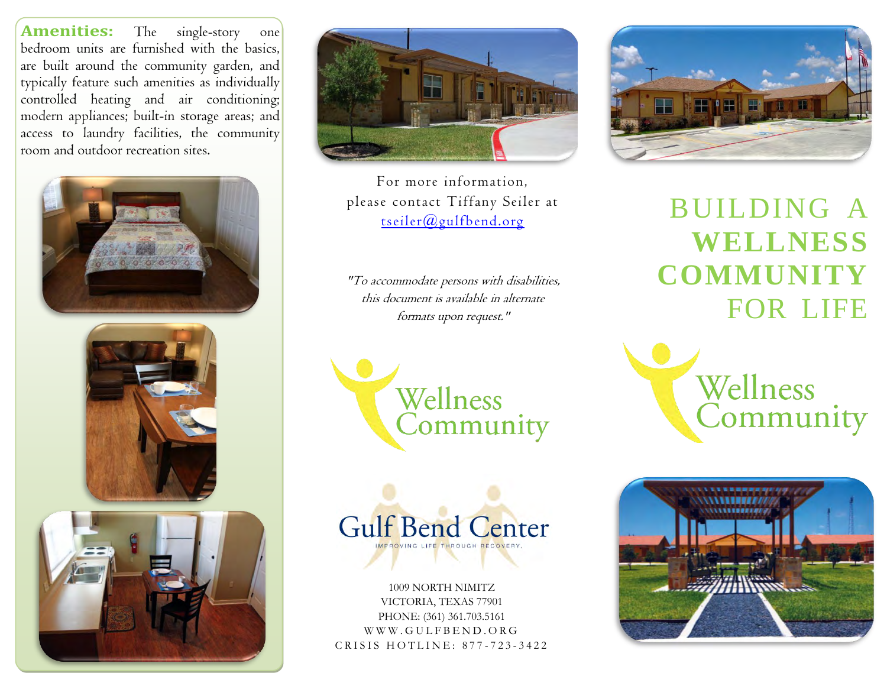**Amenities:** The single-story one bedroom units are furnished with the basics, are built around the community garden, and typically feature such amenities as individually controlled heating and air conditioning; modern appliances; built-in storage areas; and access to laundry facilities, the community room and outdoor recreation sites.

For more information, please contact Tiffany Seiler at tseiler@gulfbend.org

*"To accommodate persons with disabilities, this document is available in alternate formats upon request."*

Wellness Community

Gulf Bend Center

IMPROVING LIFE THROUGH RECOVERY.

1009 NORTH NIMITZ
VICTORIA, TEXAS 77901
PHONE: (361) 361.703.5161
WWW.GULFBEND.ORG
CRISIS HOTLINE: 877-723-3422

# BUILDING A **WELLNESS COMMUNITY** FOR LIFE

Wellness Community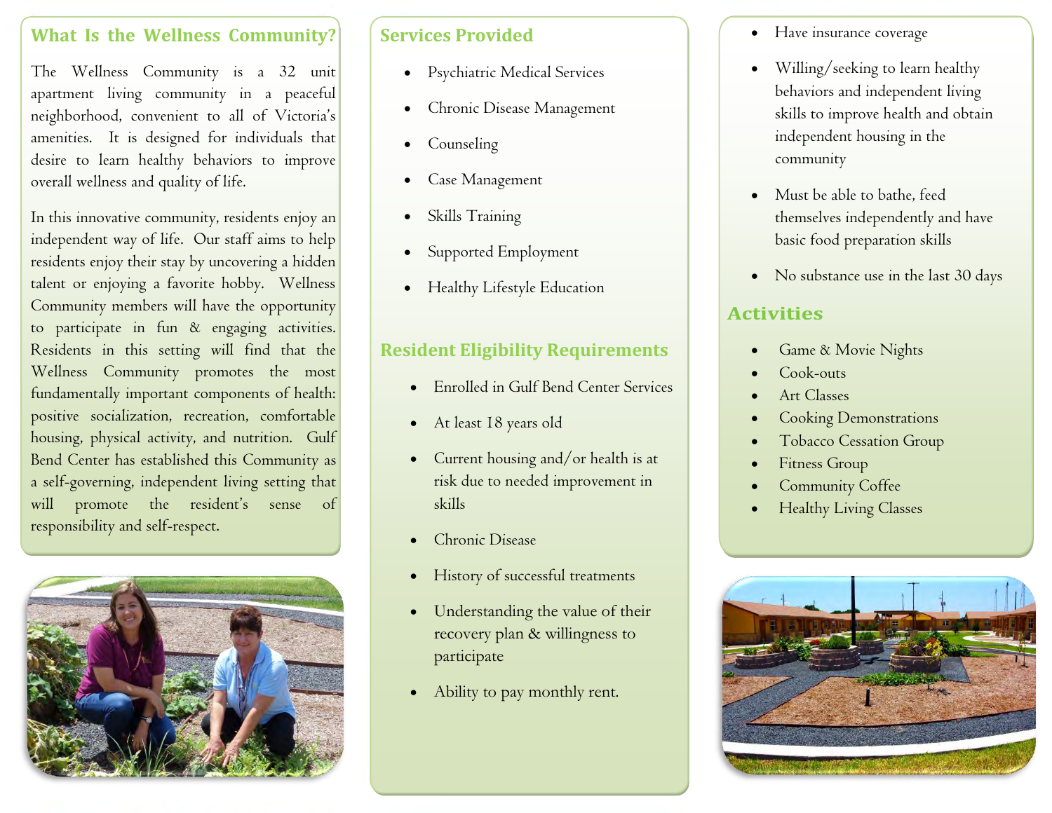## What Is the Wellness Community?

The Wellness Community is a 32 unit apartment living community in a peaceful neighborhood, convenient to all of Victoria's amenities. It is designed for individuals that desire to learn healthy behaviors to improve overall wellness and quality of life.

In this innovative community, residents enjoy an independent way of life. Our staff aims to help residents enjoy their stay by uncovering a hidden talent or enjoying a favorite hobby. Wellness Community members will have the opportunity to participate in fun & engaging activities. Residents in this setting will find that the Wellness Community promotes the most fundamentally important components of health: positive socialization, recreation, comfortable housing, physical activity, and nutrition. Gulf Bend Center has established this Community as a self-governing, independent living setting that will promote the resident's sense of responsibility and self-respect.

## Services Provided

- Psychiatric Medical Services
- Chronic Disease Management
- Counseling
- Case Management
- Skills Training
- Supported Employment
- Healthy Lifestyle Education

## Resident Eligibility Requirements

- Enrolled in Gulf Bend Center Services
- At least 18 years old
- Current housing and/or health is at risk due to needed improvement in skills
- Chronic Disease
- History of successful treatments
- Understanding the value of their recovery plan & willingness to participate
- Ability to pay monthly rent.
- Have insurance coverage
- Willing/seeking to learn healthy behaviors and independent living skills to improve health and obtain independent housing in the community
- Must be able to bathe, feed themselves independently and have basic food preparation skills
- No substance use in the last 30 days

## Activities

- Game & Movie Nights
- Cook-outs
- Art Classes
- Cooking Demonstrations
- Tobacco Cessation Group
- Fitness Group
- Community Coffee
- Healthy Living Classes